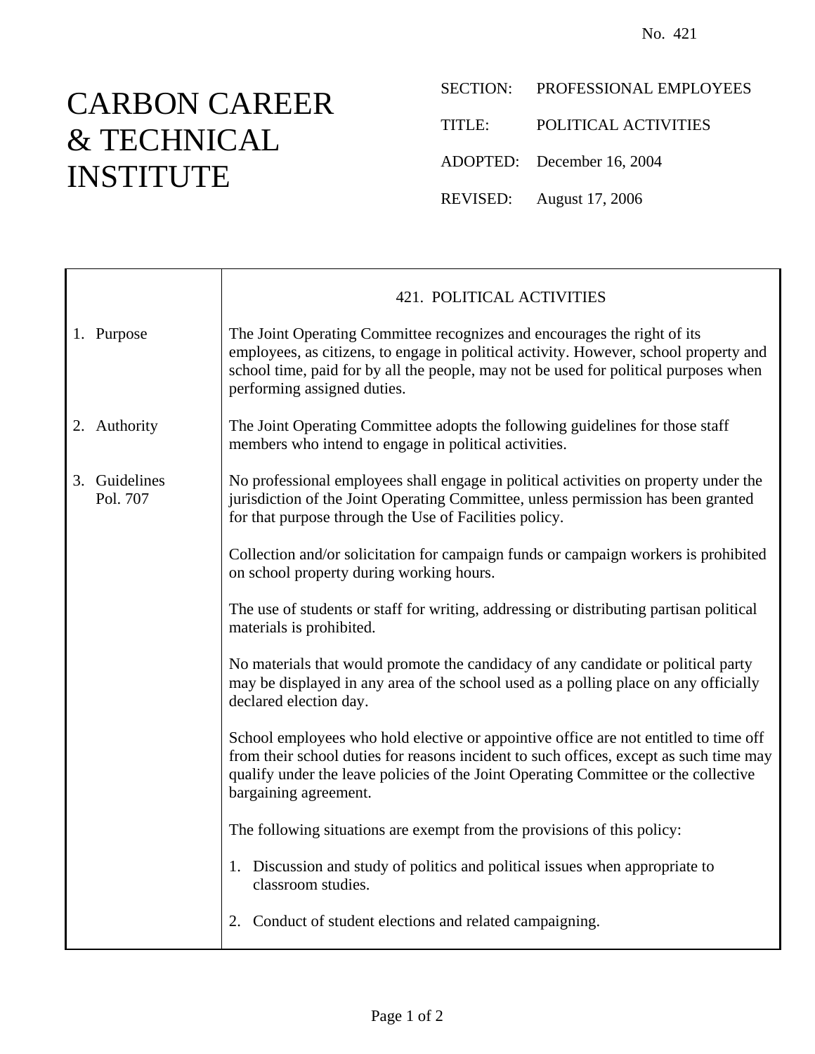No. 421

# CARBON CAREER & TECHNICAL INSTITUTE

SECTION: PROFESSIONAL EMPLOYEES

TITLE: POLITICAL ACTIVITIES

ADOPTED: December 16, 2004

REVISED: August 17, 2006

## 421. POLITICAL ACTIVITIES

### 1. Purpose

The Joint Operating Committee recognizes and encourages the right of its employees, as citizens, to engage in political activity. However, school property and school time, paid for by all the people, may not be used for political purposes when performing assigned duties.

### 2. Authority

The Joint Operating Committee adopts the following guidelines for those staff members who intend to engage in political activities.

### 3. Guidelines

Pol. 707

No professional employees shall engage in political activities on property under the jurisdiction of the Joint Operating Committee, unless permission has been granted for that purpose through the Use of Facilities policy.

Collection and/or solicitation for campaign funds or campaign workers is prohibited on school property during working hours.

The use of students or staff for writing, addressing or distributing partisan political materials is prohibited.

No materials that would promote the candidacy of any candidate or political party may be displayed in any area of the school used as a polling place on any officially declared election day.

School employees who hold elective or appointive office are not entitled to time off from their school duties for reasons incident to such offices, except as such time may qualify under the leave policies of the Joint Operating Committee or the collective bargaining agreement.

The following situations are exempt from the provisions of this policy:

1. Discussion and study of politics and political issues when appropriate to classroom studies.
2. Conduct of student elections and related campaigning.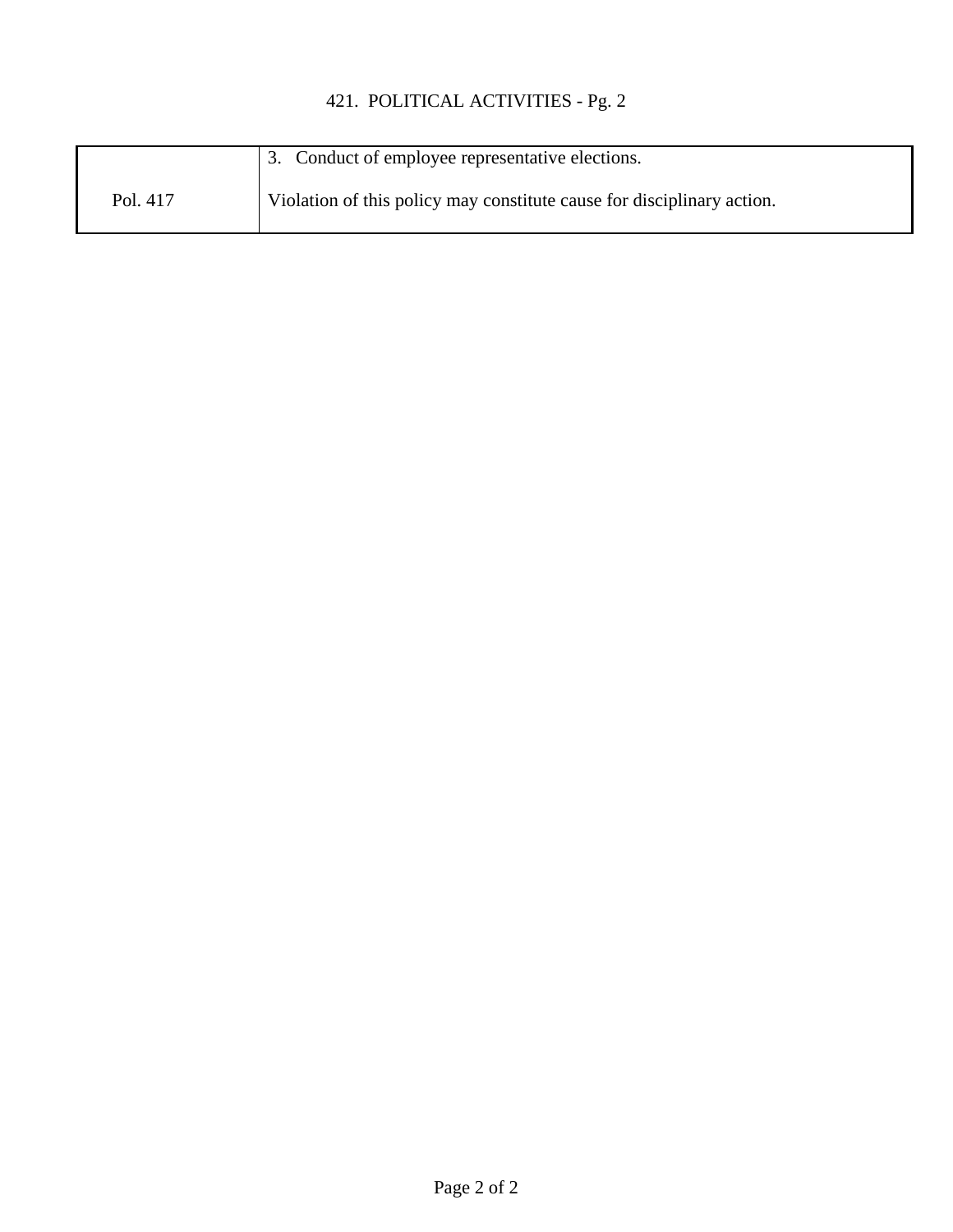| | |
|---|---|
| | 3. Conduct of employee representative elections. |
| Pol. 417 | Violation of this policy may constitute cause for disciplinary action. |